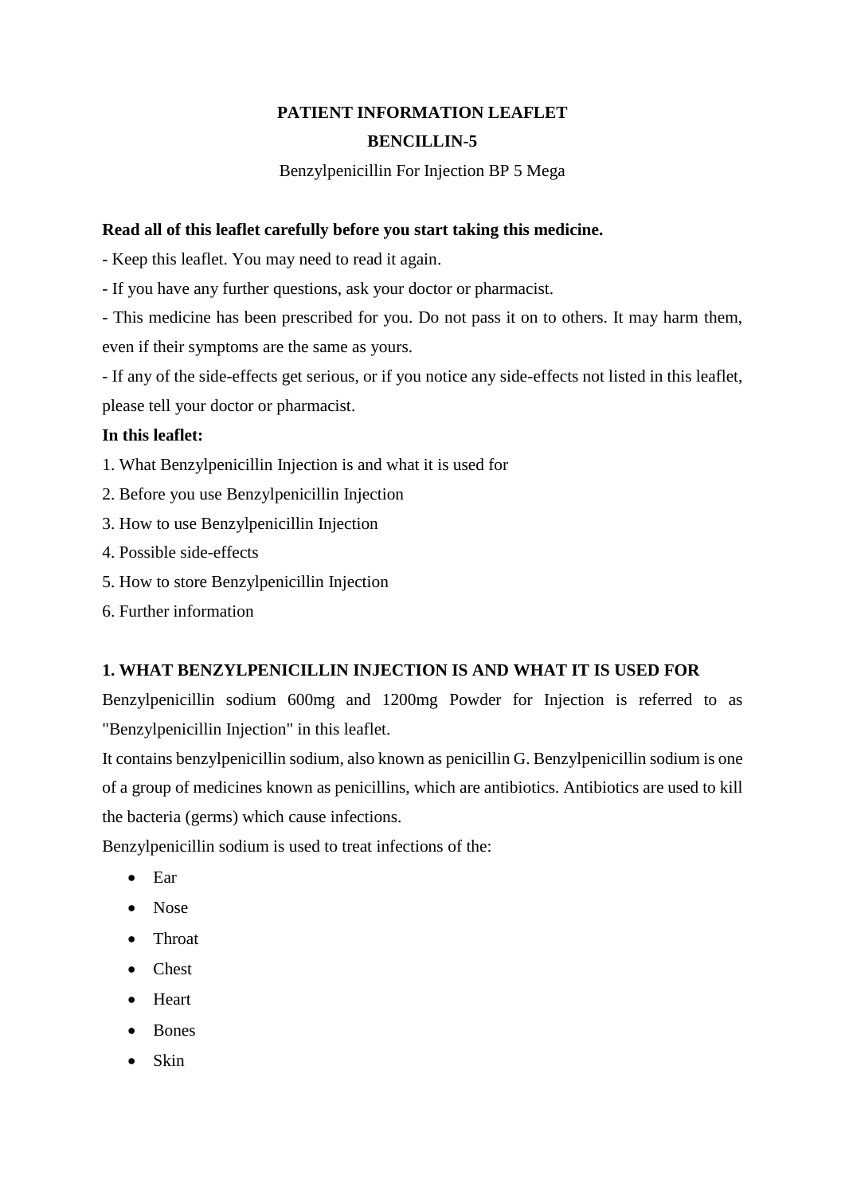# PATIENT INFORMATION LEAFLET

## BENCILLIN-5

Benzylpenicillin For Injection BP 5 Mega

**Read all of this leaflet carefully before you start taking this medicine.**

- Keep this leaflet. You may need to read it again.
- If you have any further questions, ask your doctor or pharmacist.
- This medicine has been prescribed for you. Do not pass it on to others. It may harm them, even if their symptoms are the same as yours.
- If any of the side-effects get serious, or if you notice any side-effects not listed in this leaflet, please tell your doctor or pharmacist.

**In this leaflet:**

1. What Benzylpenicillin Injection is and what it is used for
2. Before you use Benzylpenicillin Injection
3. How to use Benzylpenicillin Injection
4. Possible side-effects
5. How to store Benzylpenicillin Injection
6. Further information

## 1. WHAT BENZYLPENICILLIN INJECTION IS AND WHAT IT IS USED FOR

Benzylpenicillin sodium 600mg and 1200mg Powder for Injection is referred to as "Benzylpenicillin Injection" in this leaflet.

It contains benzylpenicillin sodium, also known as penicillin G. Benzylpenicillin sodium is one of a group of medicines known as penicillins, which are antibiotics. Antibiotics are used to kill the bacteria (germs) which cause infections.

Benzylpenicillin sodium is used to treat infections of the:

- Ear
- Nose
- Throat
- Chest
- Heart
- Bones
- Skin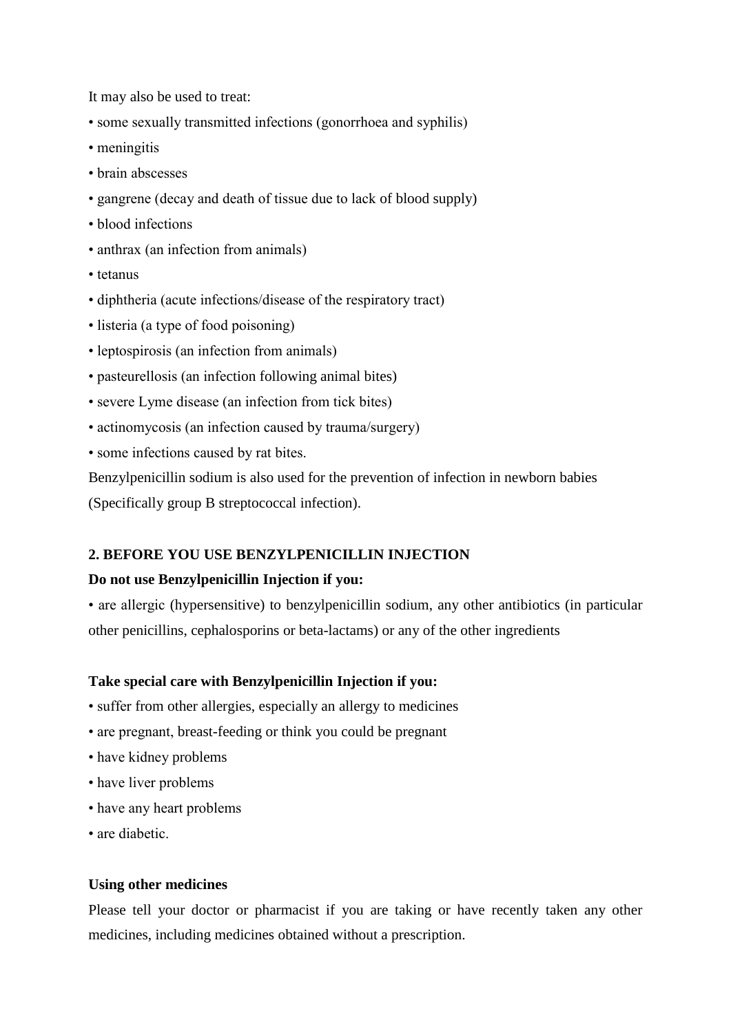It may also be used to treat:

- some sexually transmitted infections (gonorrhoea and syphilis)
- meningitis
- brain abscesses
- gangrene (decay and death of tissue due to lack of blood supply)
- blood infections
- anthrax (an infection from animals)
- tetanus
- diphtheria (acute infections/disease of the respiratory tract)
- listeria (a type of food poisoning)
- leptospirosis (an infection from animals)
- pasteurellosis (an infection following animal bites)
- severe Lyme disease (an infection from tick bites)
- actinomycosis (an infection caused by trauma/surgery)
- some infections caused by rat bites.

Benzylpenicillin sodium is also used for the prevention of infection in newborn babies (Specifically group B streptococcal infection).

## 2. BEFORE YOU USE BENZYLPENICILLIN INJECTION

**Do not use Benzylpenicillin Injection if you:**

- are allergic (hypersensitive) to benzylpenicillin sodium, any other antibiotics (in particular other penicillins, cephalosporins or beta-lactams) or any of the other ingredients

**Take special care with Benzylpenicillin Injection if you:**

- suffer from other allergies, especially an allergy to medicines
- are pregnant, breast-feeding or think you could be pregnant
- have kidney problems
- have liver problems
- have any heart problems
- are diabetic.

**Using other medicines**

Please tell your doctor or pharmacist if you are taking or have recently taken any other medicines, including medicines obtained without a prescription.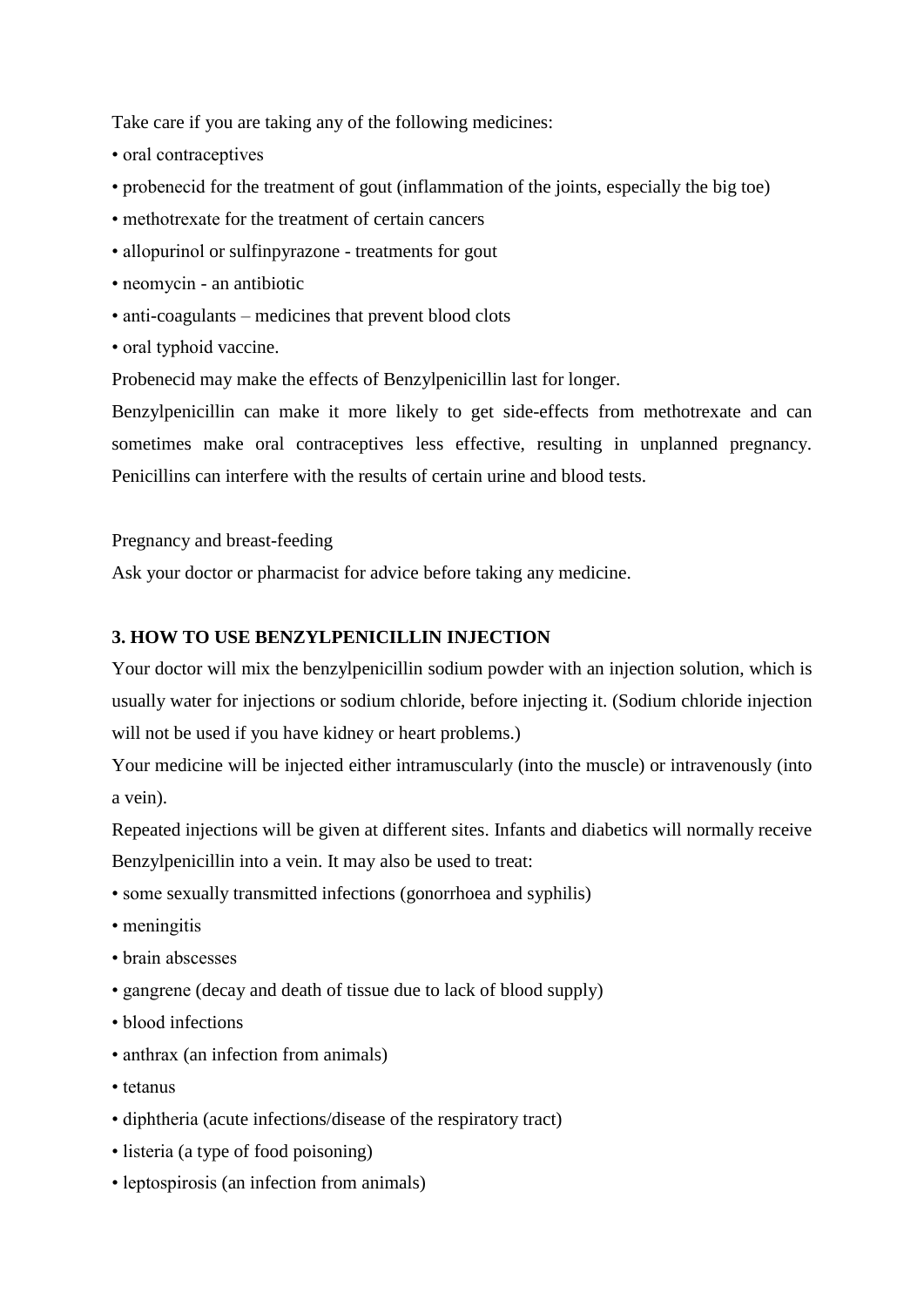Take care if you are taking any of the following medicines:

- oral contraceptives
- probenecid for the treatment of gout (inflammation of the joints, especially the big toe)
- methotrexate for the treatment of certain cancers
- allopurinol or sulfinpyrazone - treatments for gout
- neomycin - an antibiotic
- anti-coagulants – medicines that prevent blood clots
- oral typhoid vaccine.

Probenecid may make the effects of Benzylpenicillin last for longer.

Benzylpenicillin can make it more likely to get side-effects from methotrexate and can sometimes make oral contraceptives less effective, resulting in unplanned pregnancy. Penicillins can interfere with the results of certain urine and blood tests.

Pregnancy and breast-feeding

Ask your doctor or pharmacist for advice before taking any medicine.

**3. HOW TO USE BENZYLPENICILLIN INJECTION**

Your doctor will mix the benzylpenicillin sodium powder with an injection solution, which is usually water for injections or sodium chloride, before injecting it. (Sodium chloride injection will not be used if you have kidney or heart problems.)

Your medicine will be injected either intramuscularly (into the muscle) or intravenously (into a vein).

Repeated injections will be given at different sites. Infants and diabetics will normally receive Benzylpenicillin into a vein. It may also be used to treat:

- some sexually transmitted infections (gonorrhoea and syphilis)
- meningitis
- brain abscesses
- gangrene (decay and death of tissue due to lack of blood supply)
- blood infections
- anthrax (an infection from animals)
- tetanus
- diphtheria (acute infections/disease of the respiratory tract)
- listeria (a type of food poisoning)
- leptospirosis (an infection from animals)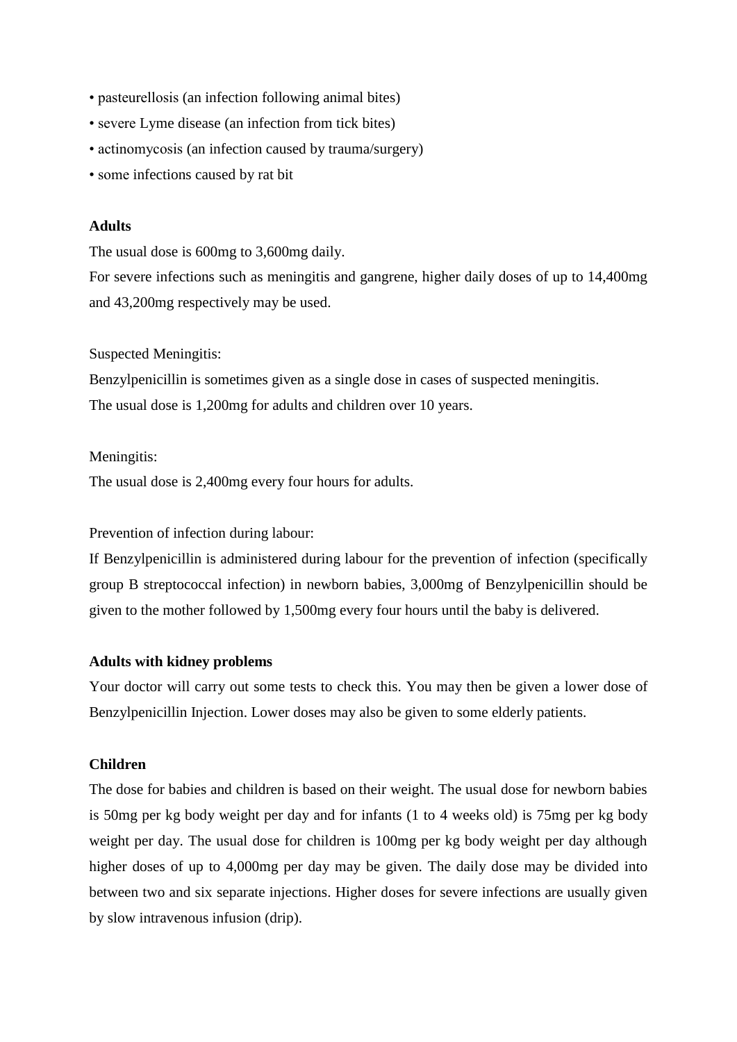- pasteurellosis (an infection following animal bites)
- severe Lyme disease (an infection from tick bites)
- actinomycosis (an infection caused by trauma/surgery)
- some infections caused by rat bit

**Adults**

The usual dose is 600mg to 3,600mg daily.
For severe infections such as meningitis and gangrene, higher daily doses of up to 14,400mg and 43,200mg respectively may be used.

Suspected Meningitis:
Benzylpenicillin is sometimes given as a single dose in cases of suspected meningitis.
The usual dose is 1,200mg for adults and children over 10 years.

Meningitis:
The usual dose is 2,400mg every four hours for adults.

Prevention of infection during labour:
If Benzylpenicillin is administered during labour for the prevention of infection (specifically group B streptococcal infection) in newborn babies, 3,000mg of Benzylpenicillin should be given to the mother followed by 1,500mg every four hours until the baby is delivered.

**Adults with kidney problems**

Your doctor will carry out some tests to check this. You may then be given a lower dose of Benzylpenicillin Injection. Lower doses may also be given to some elderly patients.

**Children**

The dose for babies and children is based on their weight. The usual dose for newborn babies is 50mg per kg body weight per day and for infants (1 to 4 weeks old) is 75mg per kg body weight per day. The usual dose for children is 100mg per kg body weight per day although higher doses of up to 4,000mg per day may be given. The daily dose may be divided into between two and six separate injections. Higher doses for severe infections are usually given by slow intravenous infusion (drip).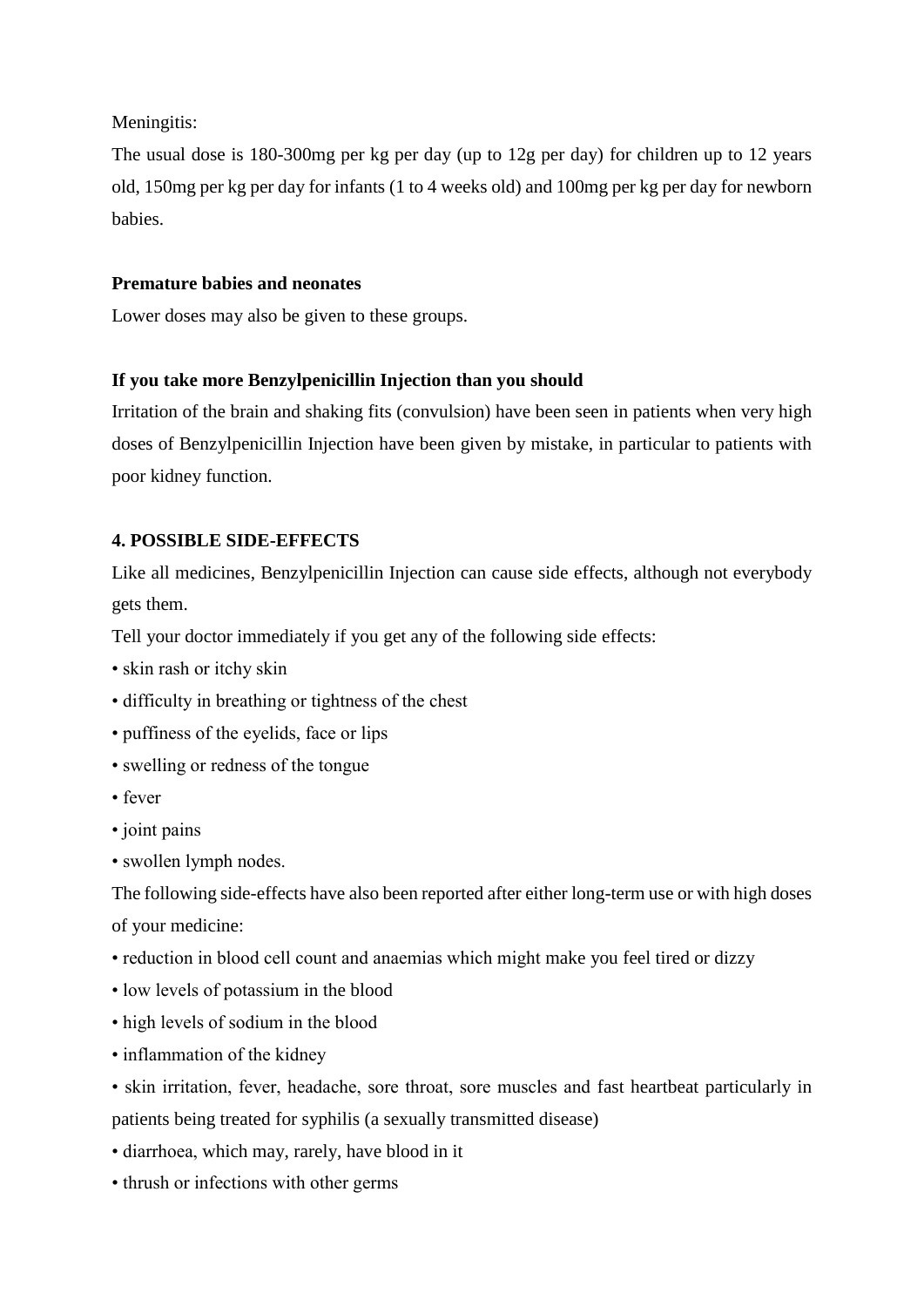Meningitis:

The usual dose is 180-300mg per kg per day (up to 12g per day) for children up to 12 years old, 150mg per kg per day for infants (1 to 4 weeks old) and 100mg per kg per day for newborn babies.

**Premature babies and neonates**

Lower doses may also be given to these groups.

**If you take more Benzylpenicillin Injection than you should**

Irritation of the brain and shaking fits (convulsion) have been seen in patients when very high doses of Benzylpenicillin Injection have been given by mistake, in particular to patients with poor kidney function.

**4. POSSIBLE SIDE-EFFECTS**

Like all medicines, Benzylpenicillin Injection can cause side effects, although not everybody gets them.

Tell your doctor immediately if you get any of the following side effects:

- skin rash or itchy skin
- difficulty in breathing or tightness of the chest
- puffiness of the eyelids, face or lips
- swelling or redness of the tongue
- fever
- joint pains
- swollen lymph nodes.

The following side-effects have also been reported after either long-term use or with high doses of your medicine:

- reduction in blood cell count and anaemias which might make you feel tired or dizzy
- low levels of potassium in the blood
- high levels of sodium in the blood
- inflammation of the kidney
- skin irritation, fever, headache, sore throat, sore muscles and fast heartbeat particularly in patients being treated for syphilis (a sexually transmitted disease)
- diarrhoea, which may, rarely, have blood in it
- thrush or infections with other germs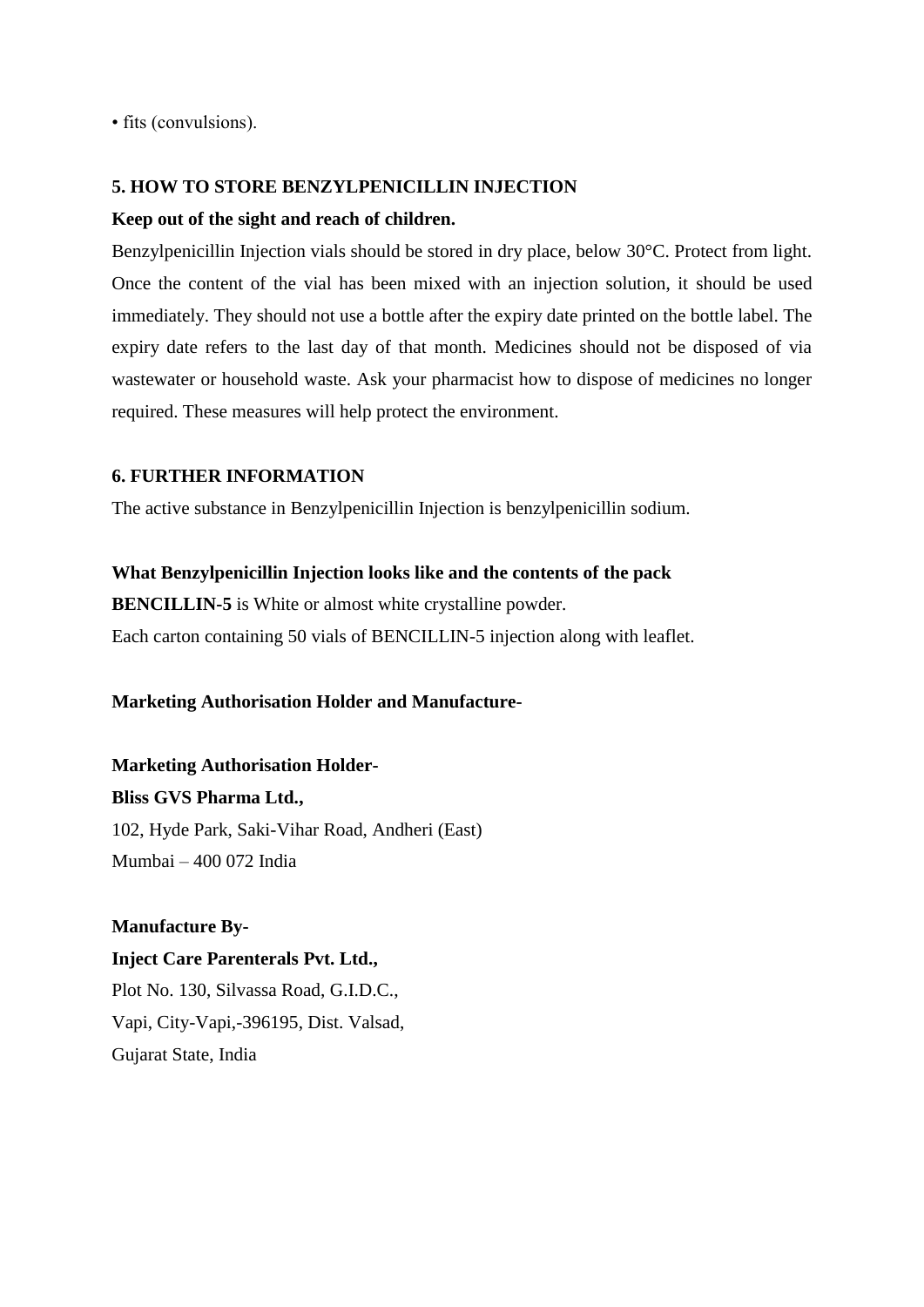• fits (convulsions).

## 5. HOW TO STORE BENZYLPENICILLIN INJECTION

**Keep out of the sight and reach of children.**

Benzylpenicillin Injection vials should be stored in dry place, below 30°C. Protect from light. Once the content of the vial has been mixed with an injection solution, it should be used immediately. They should not use a bottle after the expiry date printed on the bottle label. The expiry date refers to the last day of that month. Medicines should not be disposed of via wastewater or household waste. Ask your pharmacist how to dispose of medicines no longer required. These measures will help protect the environment.

## 6. FURTHER INFORMATION

The active substance in Benzylpenicillin Injection is benzylpenicillin sodium.

**What Benzylpenicillin Injection looks like and the contents of the pack**

**BENCILLIN-5** is White or almost white crystalline powder.

Each carton containing 50 vials of BENCILLIN-5 injection along with leaflet.

**Marketing Authorisation Holder and Manufacture-**

**Marketing Authorisation Holder-**

**Bliss GVS Pharma Ltd.,**

102, Hyde Park, Saki-Vihar Road, Andheri (East)

Mumbai – 400 072 India

**Manufacture By-**

**Inject Care Parenterals Pvt. Ltd.,**

Plot No. 130, Silvassa Road, G.I.D.C.,

Vapi, City-Vapi,-396195, Dist. Valsad,

Gujarat State, India